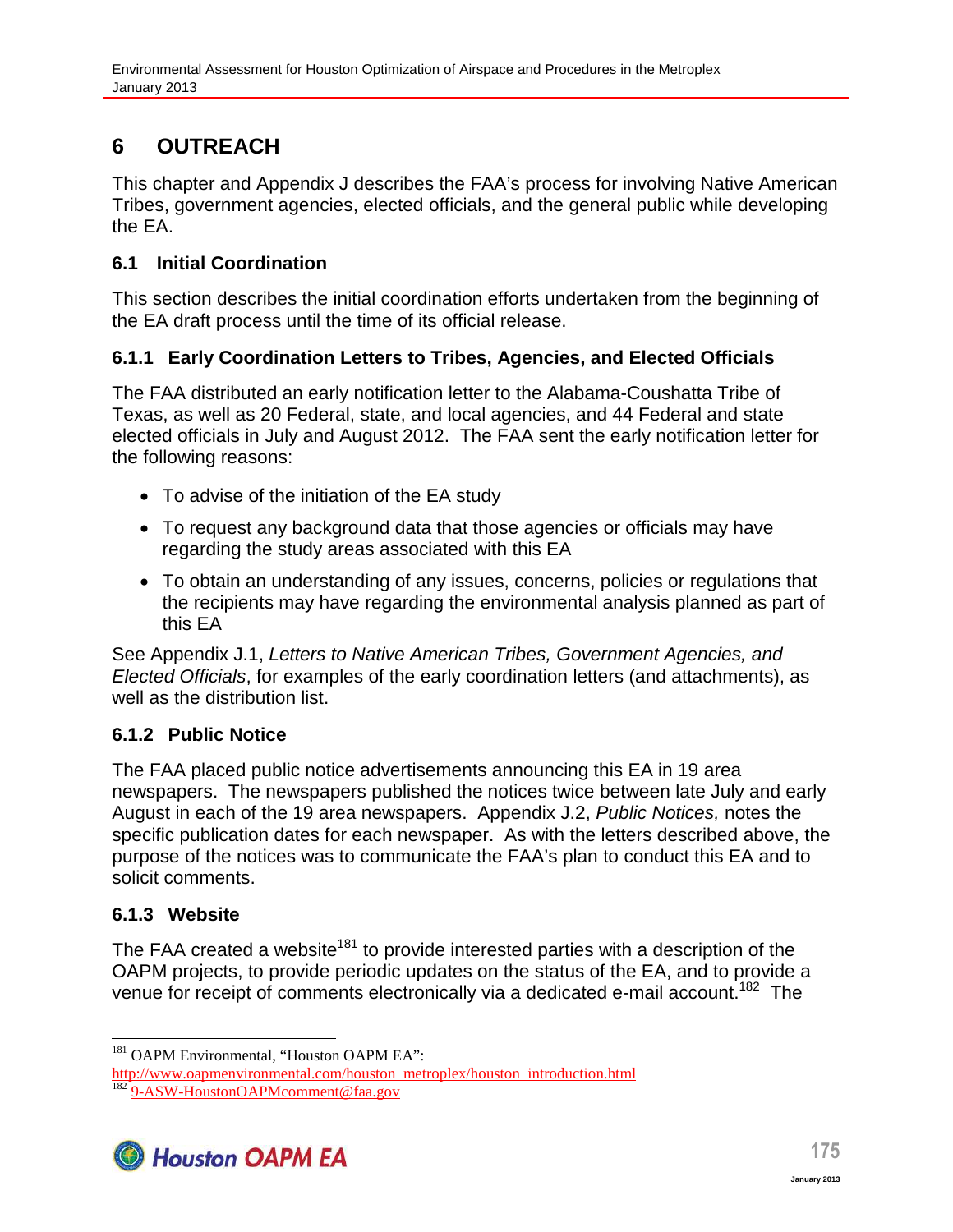# 6 OUTREACH

This chapter and Appendix J describes the FAA's process for involving Native American Tribes, government agencies, elected officials, and the general public while developing the EA.

## 6.1 Initial Coordination

This section describes the initial coordination efforts undertaken from the beginning of the EA draft process until the time of its official release.

### 6.1.1 Early Coordination Letters to Tribes, Agencies, and Elected Officials

The FAA distributed an early notification letter to the Alabama-Coushatta Tribe of Texas, as well as 20 Federal, state, and local agencies, and 44 Federal and state elected officials in July and August 2012. The FAA sent the early notification letter for the following reasons:

- To advise of the initiation of the EA study
- To request any background data that those agencies or officials may have regarding the study areas associated with this EA
- To obtain an understanding of any issues, concerns, policies or regulations that the recipients may have regarding the environmental analysis planned as part of this EA

See Appendix J.1, *Letters to Native American Tribes, Government Agencies, and Elected Officials*, for examples of the early coordination letters (and attachments), as well as the distribution list.

### 6.1.2 Public Notice

The FAA placed public notice advertisements announcing this EA in 19 area newspapers. The newspapers published the notices twice between late July and early August in each of the 19 area newspapers. Appendix J.2, *Public Notices,* notes the specific publication dates for each newspaper. As with the letters described above, the purpose of the notices was to communicate the FAA's plan to conduct this EA and to solicit comments.

### 6.1.3 Website

The FAA created a website[181] to provide interested parties with a description of the OAPM projects, to provide periodic updates on the status of the EA, and to provide a venue for receipt of comments electronically via a dedicated e-mail account.[182] The

---

[181] OAPM Environmental, "Houston OAPM EA": http://www.oapmenvironmental.com/houston_metroplex/houston_introduction.html

[182] 9-ASW-HoustonOAPMcomment@faa.gov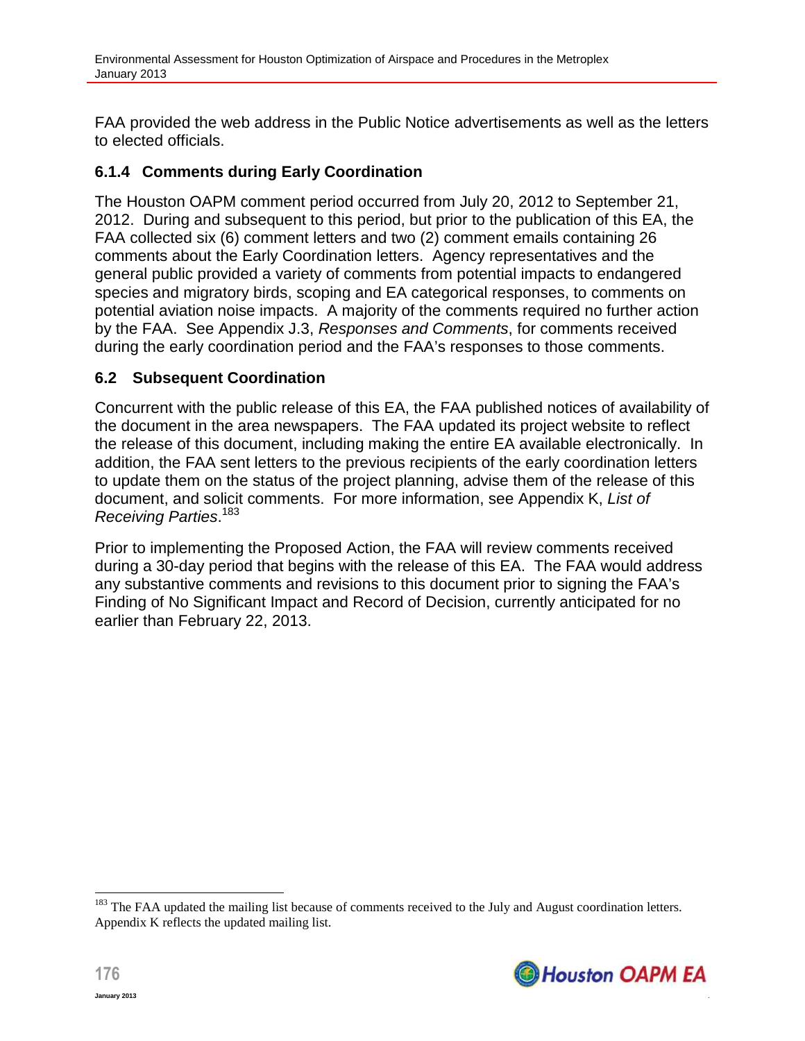FAA provided the web address in the Public Notice advertisements as well as the letters to elected officials.

### 6.1.4 Comments during Early Coordination

The Houston OAPM comment period occurred from July 20, 2012 to September 21, 2012. During and subsequent to this period, but prior to the publication of this EA, the FAA collected six (6) comment letters and two (2) comment emails containing 26 comments about the Early Coordination letters. Agency representatives and the general public provided a variety of comments from potential impacts to endangered species and migratory birds, scoping and EA categorical responses, to comments on potential aviation noise impacts. A majority of the comments required no further action by the FAA. See Appendix J.3, *Responses and Comments*, for comments received during the early coordination period and the FAA's responses to those comments.

## 6.2 Subsequent Coordination

Concurrent with the public release of this EA, the FAA published notices of availability of the document in the area newspapers. The FAA updated its project website to reflect the release of this document, including making the entire EA available electronically. In addition, the FAA sent letters to the previous recipients of the early coordination letters to update them on the status of the project planning, advise them of the release of this document, and solicit comments. For more information, see Appendix K, *List of Receiving Parties*.[183]

Prior to implementing the Proposed Action, the FAA will review comments received during a 30-day period that begins with the release of this EA. The FAA would address any substantive comments and revisions to this document prior to signing the FAA's Finding of No Significant Impact and Record of Decision, currently anticipated for no earlier than February 22, 2013.

---

[183] The FAA updated the mailing list because of comments received to the July and August coordination letters. Appendix K reflects the updated mailing list.